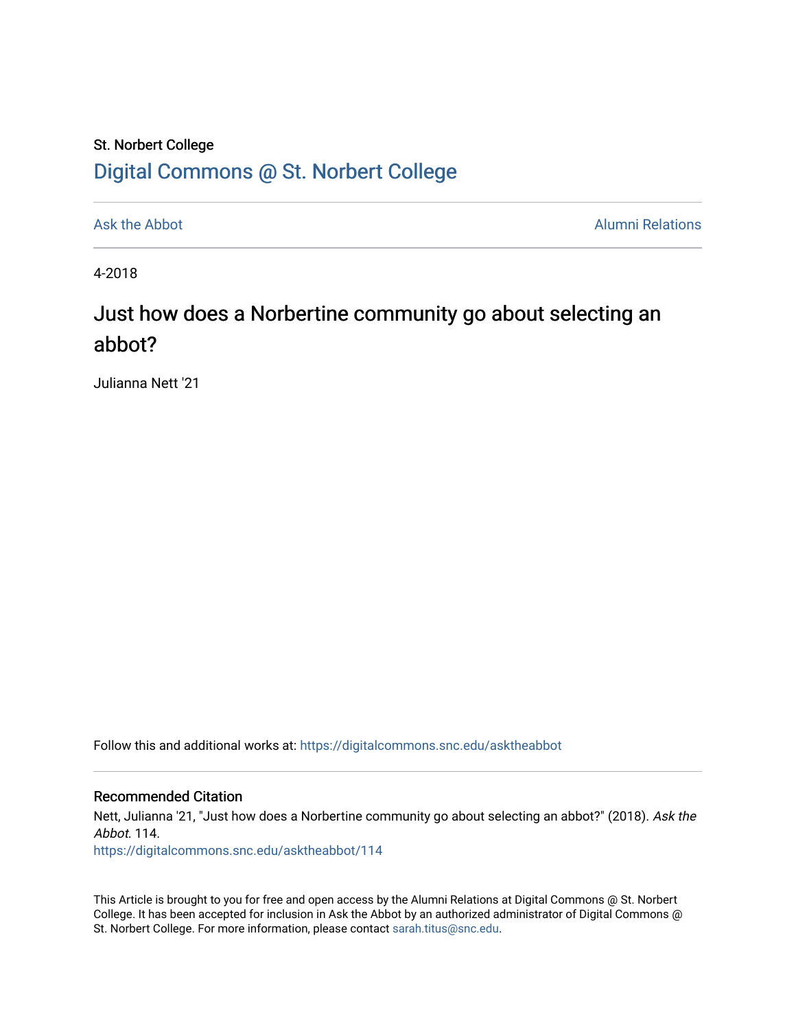St. Norbert College

[Digital Commons @ St. Norbert College](https://digitalcommons.snc.edu)

Ask the Abbot | Alumni Relations

4-2018

# Just how does a Norbertine community go about selecting an abbot?

Julianna Nett '21

Follow this and additional works at: https://digitalcommons.snc.edu/asktheabbot

## Recommended Citation

Nett, Julianna '21, "Just how does a Norbertine community go about selecting an abbot?" (2018). *Ask the Abbot*. 114.
https://digitalcommons.snc.edu/asktheabbot/114

This Article is brought to you for free and open access by the Alumni Relations at Digital Commons @ St. Norbert College. It has been accepted for inclusion in Ask the Abbot by an authorized administrator of Digital Commons @ St. Norbert College. For more information, please contact sarah.titus@snc.edu.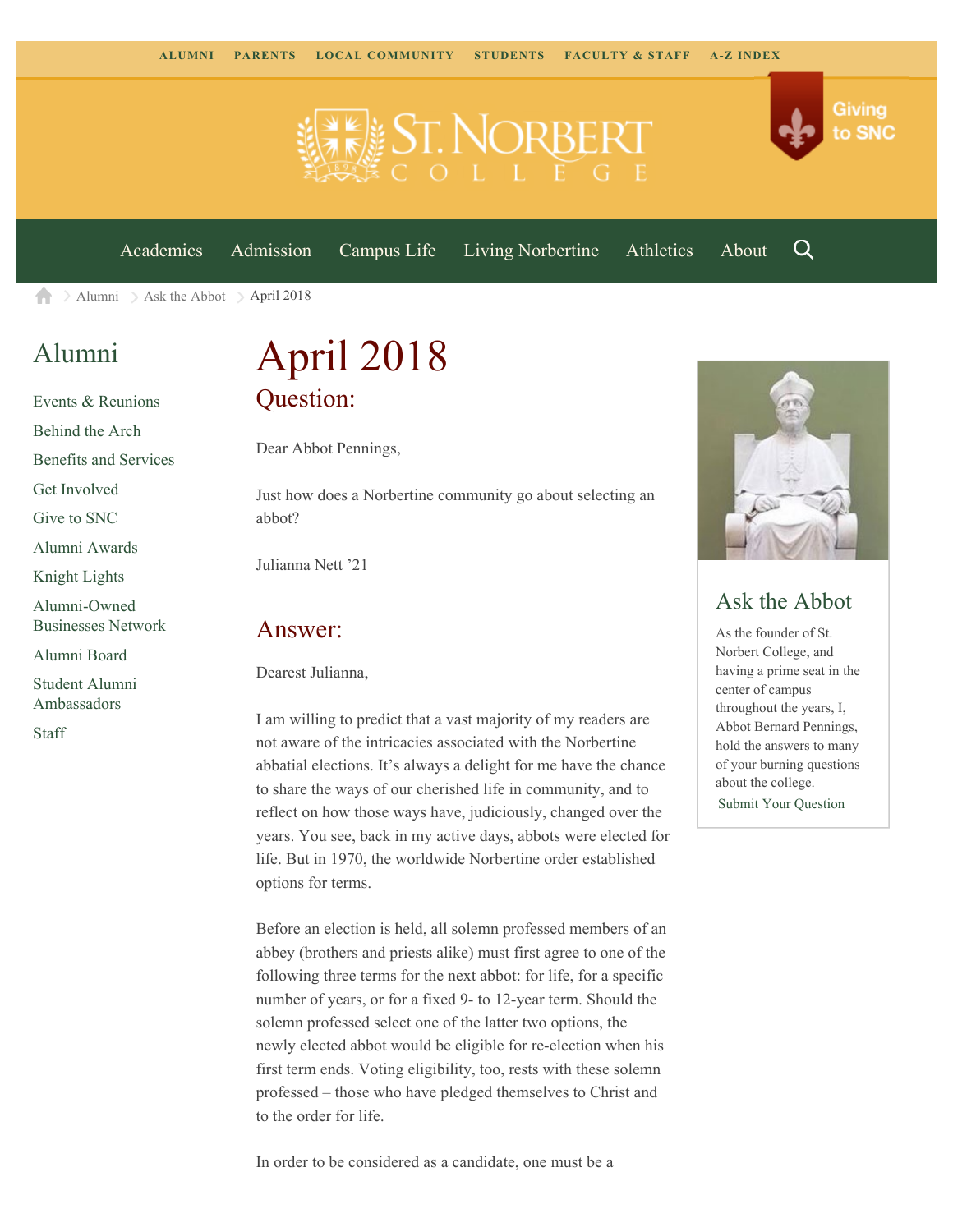ALUMNI PARENTS LOCAL COMMUNITY STUDENTS FACULTY & STAFF A-Z INDEX

Giving to SNC

Academics Admission Campus Life Living Norbertine Athletics About

Alumni > Ask the Abbot > April 2018

## Alumni

- Events & Reunions
- Behind the Arch
- Benefits and Services
- Get Involved
- Give to SNC
- Alumni Awards
- Knight Lights
- Alumni-Owned Businesses Network
- Alumni Board
- Student Alumni Ambassadors
- Staff

# April 2018

## Question:

Dear Abbot Pennings,

Just how does a Norbertine community go about selecting an abbot?

Julianna Nett '21

## Answer:

Dearest Julianna,

I am willing to predict that a vast majority of my readers are not aware of the intricacies associated with the Norbertine abbatial elections. It's always a delight for me have the chance to share the ways of our cherished life in community, and to reflect on how those ways have, judiciously, changed over the years. You see, back in my active days, abbots were elected for life. But in 1970, the worldwide Norbertine order established options for terms.

Before an election is held, all solemn professed members of an abbey (brothers and priests alike) must first agree to one of the following three terms for the next abbot: for life, for a specific number of years, or for a fixed 9- to 12-year term. Should the solemn professed select one of the latter two options, the newly elected abbot would be eligible for re-election when his first term ends. Voting eligibility, too, rests with these solemn professed – those who have pledged themselves to Christ and to the order for life.

In order to be considered as a candidate, one must be a

## Ask the Abbot

As the founder of St. Norbert College, and having a prime seat in the center of campus throughout the years, I, Abbot Bernard Pennings, hold the answers to many of your burning questions about the college.

Submit Your Question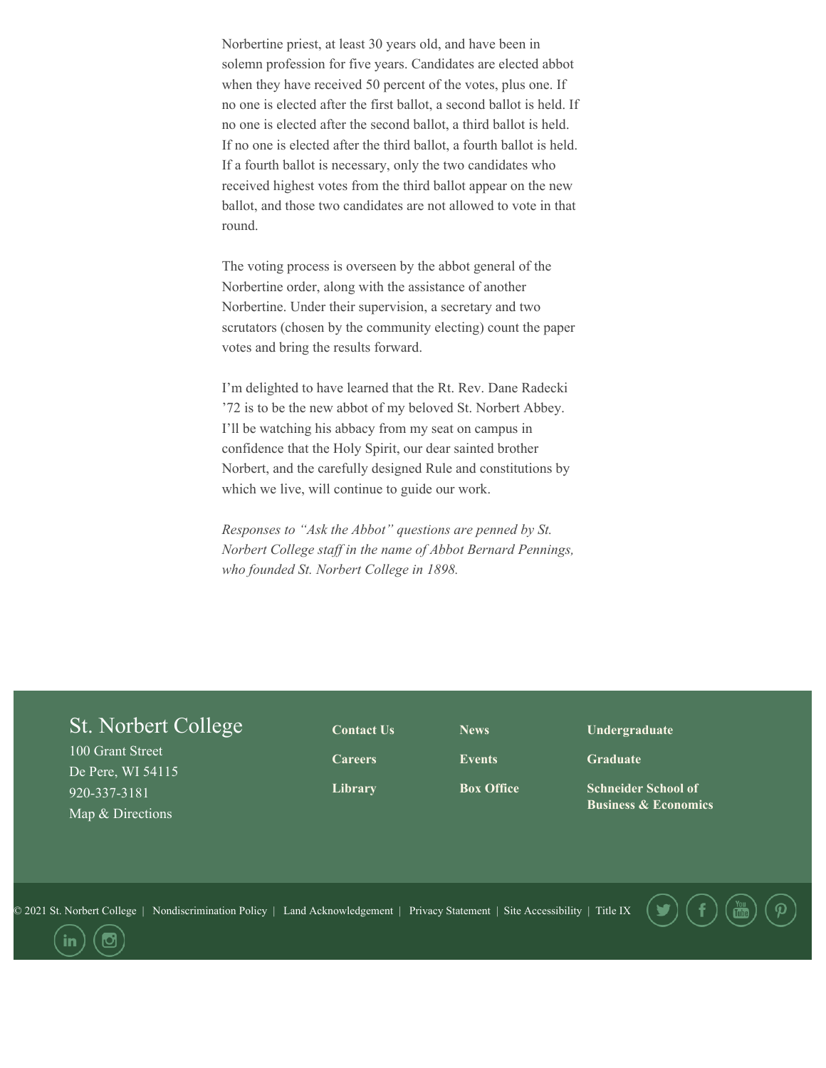Norbertine priest, at least 30 years old, and have been in solemn profession for five years. Candidates are elected abbot when they have received 50 percent of the votes, plus one. If no one is elected after the first ballot, a second ballot is held. If no one is elected after the second ballot, a third ballot is held. If no one is elected after the third ballot, a fourth ballot is held. If a fourth ballot is necessary, only the two candidates who received highest votes from the third ballot appear on the new ballot, and those two candidates are not allowed to vote in that round.

The voting process is overseen by the abbot general of the Norbertine order, along with the assistance of another Norbertine. Under their supervision, a secretary and two scrutators (chosen by the community electing) count the paper votes and bring the results forward.

I'm delighted to have learned that the Rt. Rev. Dane Radecki '72 is to be the new abbot of my beloved St. Norbert Abbey. I'll be watching his abbacy from my seat on campus in confidence that the Holy Spirit, our dear sainted brother Norbert, and the carefully designed Rule and constitutions by which we live, will continue to guide our work.

*Responses to "Ask the Abbot" questions are penned by St. Norbert College staff in the name of Abbot Bernard Pennings, who founded St. Norbert College in 1898.*

St. Norbert College
100 Grant Street
De Pere, WI 54115
920-337-3181
Map & Directions

**Contact Us**
**Careers**
**Library**
**News**
**Events**
**Box Office**
**Undergraduate**
**Graduate**
**Schneider School of Business & Economics**

© 2021 St. Norbert College | Nondiscrimination Policy | Land Acknowledgement | Privacy Statement | Site Accessibility | Title IX